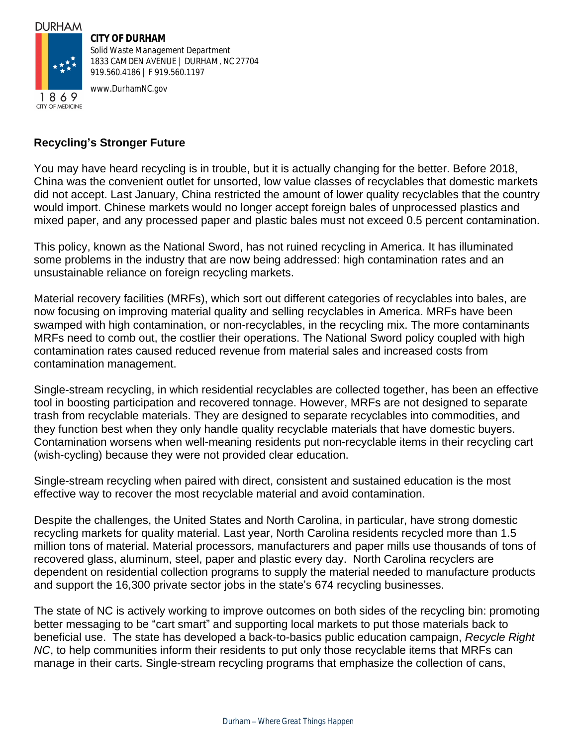DURHAM

1869
CITY OF MEDICINE

**CITY OF DURHAM**
Solid Waste Management Department
1833 CAMDEN AVENUE | DURHAM, NC 27704
919.560.4186 | F 919.560.1197

www.DurhamNC.gov

## Recycling's Stronger Future

You may have heard recycling is in trouble, but it is actually changing for the better. Before 2018, China was the convenient outlet for unsorted, low value classes of recyclables that domestic markets did not accept. Last January, China restricted the amount of lower quality recyclables that the country would import. Chinese markets would no longer accept foreign bales of unprocessed plastics and mixed paper, and any processed paper and plastic bales must not exceed 0.5 percent contamination.

This policy, known as the National Sword, has not ruined recycling in America. It has illuminated some problems in the industry that are now being addressed: high contamination rates and an unsustainable reliance on foreign recycling markets.

Material recovery facilities (MRFs), which sort out different categories of recyclables into bales, are now focusing on improving material quality and selling recyclables in America. MRFs have been swamped with high contamination, or non-recyclables, in the recycling mix. The more contaminants MRFs need to comb out, the costlier their operations. The National Sword policy coupled with high contamination rates caused reduced revenue from material sales and increased costs from contamination management.

Single-stream recycling, in which residential recyclables are collected together, has been an effective tool in boosting participation and recovered tonnage. However, MRFs are not designed to separate trash from recyclable materials. They are designed to separate recyclables into commodities, and they function best when they only handle quality recyclable materials that have domestic buyers. Contamination worsens when well-meaning residents put non-recyclable items in their recycling cart (wish-cycling) because they were not provided clear education.

Single-stream recycling when paired with direct, consistent and sustained education is the most effective way to recover the most recyclable material and avoid contamination.

Despite the challenges, the United States and North Carolina, in particular, have strong domestic recycling markets for quality material. Last year, North Carolina residents recycled more than 1.5 million tons of material. Material processors, manufacturers and paper mills use thousands of tons of recovered glass, aluminum, steel, paper and plastic every day. North Carolina recyclers are dependent on residential collection programs to supply the material needed to manufacture products and support the 16,300 private sector jobs in the state's 674 recycling businesses.

The state of NC is actively working to improve outcomes on both sides of the recycling bin: promoting better messaging to be "cart smart" and supporting local markets to put those materials back to beneficial use. The state has developed a back-to-basics public education campaign, *Recycle Right NC*, to help communities inform their residents to put only those recyclable items that MRFs can manage in their carts. Single-stream recycling programs that emphasize the collection of cans,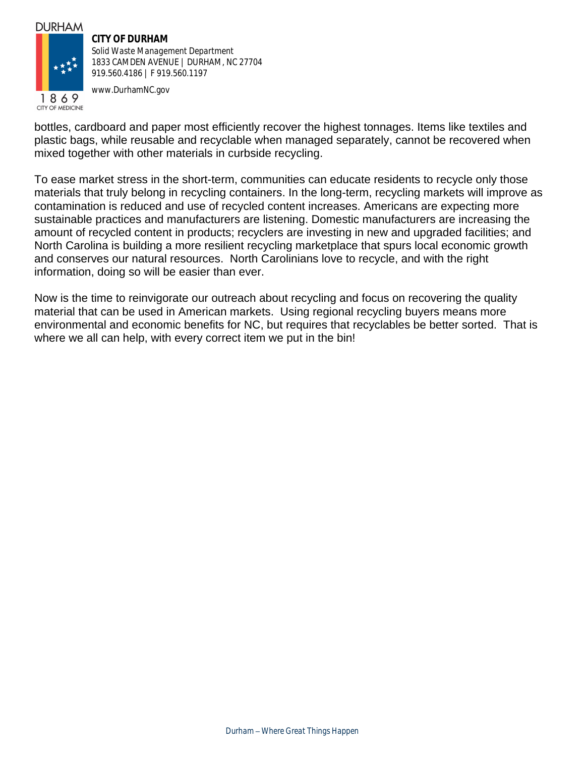bottles, cardboard and paper most efficiently recover the highest tonnages. Items like textiles and plastic bags, while reusable and recyclable when managed separately, cannot be recovered when mixed together with other materials in curbside recycling.

To ease market stress in the short-term, communities can educate residents to recycle only those materials that truly belong in recycling containers. In the long-term, recycling markets will improve as contamination is reduced and use of recycled content increases. Americans are expecting more sustainable practices and manufacturers are listening. Domestic manufacturers are increasing the amount of recycled content in products; recyclers are investing in new and upgraded facilities; and North Carolina is building a more resilient recycling marketplace that spurs local economic growth and conserves our natural resources. North Carolinians love to recycle, and with the right information, doing so will be easier than ever.

Now is the time to reinvigorate our outreach about recycling and focus on recovering the quality material that can be used in American markets. Using regional recycling buyers means more environmental and economic benefits for NC, but requires that recyclables be better sorted. That is where we all can help, with every correct item we put in the bin!